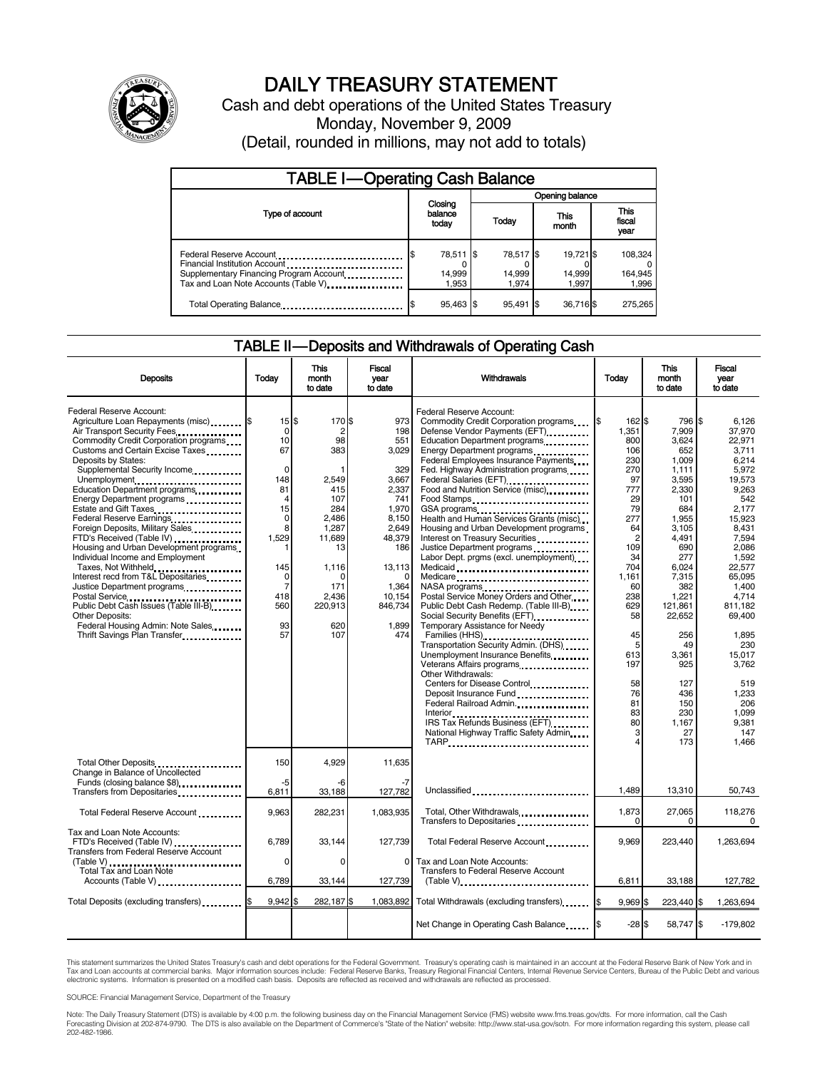# DAILY TREASURY STATEMENT

Cash and debt operations of the United States Treasury

Monday, November 9, 2009

(Detail, rounded in millions, may not add to totals)

## TABLE I—Operating Cash Balance

| Type of account | Closing balance today | Opening balance Today | Opening balance This month | Opening balance This fiscal year |
|---|---|---|---|---|
| Federal Reserve Account | $ 78,511 | $ 78,517 | $ 19,721 | $ 108,324 |
| Financial Institution Account | 0 | 0 | 0 | 0 |
| Supplementary Financing Program Account | 14,999 | 14,999 | 14,999 | 164,945 |
| Tax and Loan Note Accounts (Table V) | 1,953 | 1,974 | 1,997 | 1,996 |
| Total Operating Balance | $ 95,463 | $ 95,491 | $ 36,716 | $ 275,265 |

## TABLE II—Deposits and Withdrawals of Operating Cash

| Deposits | Today | This month to date | Fiscal year to date |
|---|---|---|---|
| Federal Reserve Account: | | | |
| Agriculture Loan Repayments (misc) | $ 15 | $ 170 | $ 973 |
| Air Transport Security Fees | 0 | 2 | 198 |
| Commodity Credit Corporation programs | 10 | 98 | 551 |
| Customs and Certain Excise Taxes | 67 | 383 | 3,029 |
| Deposits by States: | | | |
| Supplemental Security Income | 0 | 1 | 329 |
| Unemployment | 148 | 2,549 | 3,667 |
| Education Department programs | 81 | 415 | 2,337 |
| Energy Department programs | 4 | 107 | 741 |
| Estate and Gift Taxes | 15 | 284 | 1,970 |
| Federal Reserve Earnings | 0 | 2,486 | 8,150 |
| Foreign Deposits, Military Sales | 8 | 1,287 | 2,649 |
| FTD's Received (Table IV) | 1,529 | 11,689 | 48,379 |
| Housing and Urban Development programs | 1 | 13 | 186 |
| Individual Income and Employment Taxes, Not Withheld | 145 | 1,116 | 13,113 |
| Interest recd from T&L Depositaries | 0 | 0 | 0 |
| Justice Department programs | 7 | 171 | 1,364 |
| Postal Service | 418 | 2,436 | 10,154 |
| Public Debt Cash Issues (Table III-B) | 560 | 220,913 | 846,734 |
| Other Deposits: | | | |
| Federal Housing Admin: Note Sales | 93 | 620 | 1,899 |
| Thrift Savings Plan Transfer | 57 | 107 | 474 |
| Total Other Deposits | 150 | 4,929 | 11,635 |
| Change in Balance of Uncollected Funds (closing balance $8) | -5 | -6 | -7 |
| Transfers from Depositaries | 6,811 | 33,188 | 127,782 |
| Total Federal Reserve Account | 9,963 | 282,231 | 1,083,935 |
| Tax and Loan Note Accounts: | | | |
| FTD's Received (Table IV) | 6,789 | 33,144 | 127,739 |
| Transfers from Federal Reserve Account (Table V) | 0 | 0 | 0 |
| Total Tax and Loan Note Accounts (Table V) | 6,789 | 33,144 | 127,739 |
| Total Deposits (excluding transfers) | $ 9,942 | $ 282,187 | $ 1,083,892 |

| Withdrawals | Today | This month to date | Fiscal year to date |
|---|---|---|---|
| Federal Reserve Account: | | | |
| Commodity Credit Corporation programs | $ 162 | $ 796 | $ 6,126 |
| Defense Vendor Payments (EFT) | 1,351 | 7,909 | 37,970 |
| Education Department programs | 800 | 3,624 | 22,971 |
| Energy Department programs | 106 | 652 | 3,711 |
| Federal Employees Insurance Payments | 230 | 1,009 | 6,214 |
| Fed. Highway Administration programs | 270 | 1,111 | 5,972 |
| Federal Salaries (EFT) | 97 | 3,595 | 19,573 |
| Food and Nutrition Service (misc) | 777 | 2,330 | 9,263 |
| Food Stamps | 29 | 101 | 542 |
| GSA programs | 79 | 684 | 2,177 |
| Health and Human Services Grants (misc) | 277 | 1,955 | 15,923 |
| Housing and Urban Development programs | 64 | 3,105 | 8,431 |
| Interest on Treasury Securities | 2 | 4,491 | 7,594 |
| Justice Department programs | 109 | 690 | 2,086 |
| Labor Dept. prgms (excl. unemployment) | 34 | 277 | 1,592 |
| Medicaid | 704 | 6,024 | 22,577 |
| Medicare | 1,161 | 7,315 | 65,095 |
| NASA programs | 60 | 382 | 1,400 |
| Postal Service Money Orders and Other | 238 | 1,221 | 4,714 |
| Public Debt Cash Redemp. (Table III-B) | 629 | 121,861 | 811,182 |
| Social Security Benefits (EFT) | 58 | 22,652 | 69,400 |
| Temporary Assistance for Needy Families (HHS) | 45 | 256 | 1,895 |
| Transportation Security Admin. (DHS) | 5 | 49 | 230 |
| Unemployment Insurance Benefits | 613 | 3,361 | 15,017 |
| Veterans Affairs programs | 197 | 925 | 3,762 |
| Other Withdrawals: | | | |
| Centers for Disease Control | 58 | 127 | 519 |
| Deposit Insurance Fund | 76 | 436 | 1,233 |
| Federal Railroad Admin. | 81 | 150 | 206 |
| Interior | 83 | 230 | 1,099 |
| IRS Tax Refunds Business (EFT) | 80 | 1,167 | 9,381 |
| National Highway Traffic Safety Admin | 3 | 27 | 147 |
| TARP | 4 | 173 | 1,466 |
| Unclassified | 1,489 | 13,310 | 50,743 |
| Total, Other Withdrawals | 1,873 | 27,065 | 118,276 |
| Transfers to Depositaries | 0 | 0 | 0 |
| Total Federal Reserve Account | 9,969 | 223,440 | 1,263,694 |
| Tax and Loan Note Accounts: | | | |
| Transfers to Federal Reserve Account (Table V) | 6,811 | 33,188 | 127,782 |
| Total Withdrawals (excluding transfers) | $ 9,969 | $ 223,440 | $ 1,263,694 |
| Net Change in Operating Cash Balance | $ -28 | $ 58,747 | $ -179,802 |

This statement summarizes the United States Treasury's cash and debt operations for the Federal Government. Treasury's operating cash is maintained in an account at the Federal Reserve Bank of New York and in Tax and Loan accounts at commercial banks. Major information sources include: Federal Reserve Banks, Treasury Regional Financial Centers, Internal Revenue Service Centers, Bureau of the Public Debt and various electronic systems. Information is presented on a modified cash basis. Deposits are reflected as received and withdrawals are reflected as processed.

SOURCE: Financial Management Service, Department of the Treasury

Note: The Daily Treasury Statement (DTS) is available by 4:00 p.m. the following business day on the Financial Management Service (FMS) website www.fms.treas.gov/dts. For more information, call the Cash Forecasting Division at 202-874-9790. The DTS is also available on the Department of Commerce's "State of the Nation" website: http://www.stat-usa.gov/sotn. For more information regarding this system, please call 202-482-1986.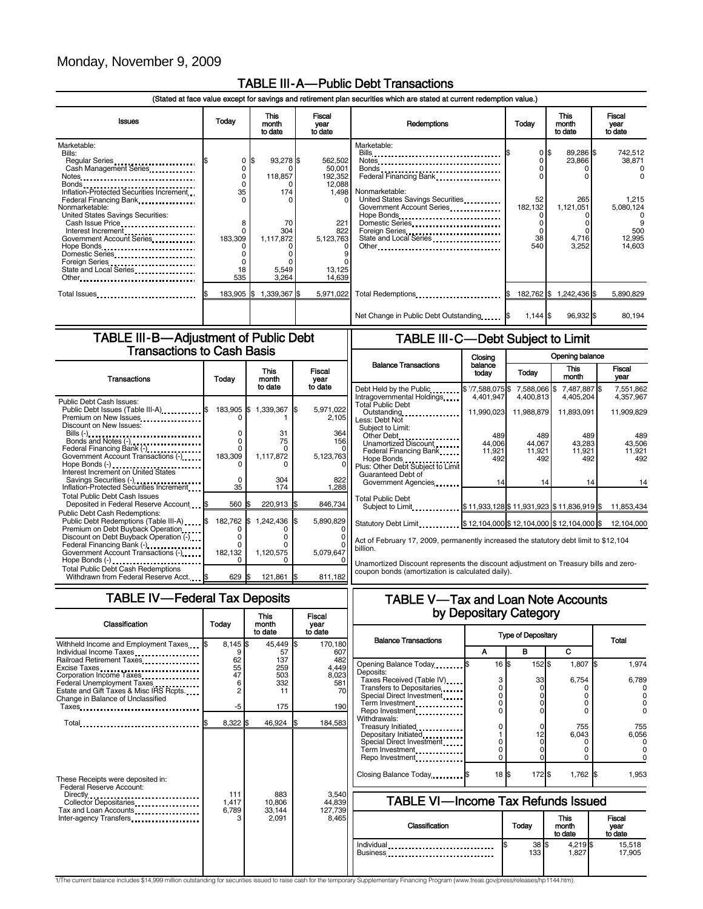Monday, November 9, 2009

## TABLE III-A—Public Debt Transactions

(Stated at face value except for savings and retirement plan securities which are stated at current redemption value.)

| Issues | Today | This month to date | Fiscal year to date | Redemptions | Today | This month to date | Fiscal year to date |
|---|---|---|---|---|---|---|---|
| Marketable: | | | | Marketable: | | | |
| Bills: | | | | Bills | $ 0 | $ 89,286 | $ 742,512 |
| Regular Series | $ 0 | $ 93,278 | $ 562,502 | Notes | 0 | 23,866 | 38,871 |
| Cash Management Series | 0 | 0 | 50,001 | Bonds | 0 | 0 | 0 |
| Notes | 0 | 118,857 | 192,352 | Federal Financing Bank | 0 | 0 | 0 |
| Bonds | 0 | 0 | 12,088 | | | | |
| Inflation-Protected Securities Increment | 35 | 174 | 1,498 | Nonmarketable: | | | |
| Federal Financing Bank | 0 | 0 | 0 | United States Savings Securities | 52 | 265 | 1,215 |
| Nonmarketable: | | | | Government Account Series | 182,132 | 1,121,051 | 5,080,124 |
| United States Savings Securities: | | | | Hope Bonds | 0 | 0 | 0 |
| Cash Issue Price | 8 | 70 | 221 | Domestic Series | 0 | 0 | 9 |
| Interest Increment | 0 | 304 | 822 | Foreign Series | 0 | 0 | 500 |
| Government Account Series | 183,309 | 1,117,872 | 5,123,763 | State and Local Series | 38 | 4,716 | 12,995 |
| Hope Bonds | 0 | 0 | 0 | Other | 540 | 3,252 | 14,603 |
| Domestic Series | 0 | 0 | 9 | | | | |
| Foreign Series | 0 | 0 | 0 | | | | |
| State and Local Series | 18 | 5,549 | 13,125 | | | | |
| Other | 535 | 3,264 | 14,639 | | | | |
| Total Issues | $ 183,905 | $ 1,339,367 | $ 5,971,022 | Total Redemptions | $ 182,762 | $ 1,242,436 | $ 5,890,829 |
| | | | | Net Change in Public Debt Outstanding | $ 1,144 | $ 96,932 | $ 80,194 |

## TABLE III-B—Adjustment of Public Debt Transactions to Cash Basis

| Transactions | Today | This month to date | Fiscal year to date |
|---|---|---|---|
| Public Debt Cash Issues: | | | |
| Public Debt Issues (Table III-A) | $ 183,905 | $ 1,339,367 | $ 5,971,022 |
| Premium on New Issues | 0 | 1 | 2,105 |
| Discount on New Issues: | | | |
| Bills (-) | 0 | 31 | 364 |
| Bonds and Notes (-) | 0 | 75 | 156 |
| Federal Financing Bank (-) | 0 | 0 | 0 |
| Government Account Transactions (-) | 183,309 | 1,117,872 | 5,123,763 |
| Hope Bonds (-) | 0 | 0 | 0 |
| Interest Increment on United States Savings Securities (-) | 0 | 304 | 822 |
| Inflation-Protected Securities Increment | 35 | 174 | 1,288 |
| Total Public Debt Cash Issues Deposited in Federal Reserve Account | $ 560 | $ 220,913 | $ 846,734 |
| Public Debt Cash Redemptions: | | | |
| Public Debt Redemptions (Table III-A) | $ 182,762 | $ 1,242,436 | $ 5,890,829 |
| Premium on Debt Buyback Operation | 0 | 0 | 0 |
| Discount on Debt Buyback Operation (-) | 0 | 0 | 0 |
| Federal Financing Bank (-) | 0 | 0 | 0 |
| Government Account Transactions (-) | 182,132 | 1,120,575 | 5,079,647 |
| Hope Bonds (-) | 0 | 0 | 0 |
| Total Public Debt Cash Redemptions Withdrawn from Federal Reserve Acct. | $ 629 | $ 121,861 | $ 811,182 |

## TABLE III-C—Debt Subject to Limit

| Balance Transactions | Closing balance today | Opening balance Today | Opening balance This month | Opening balance Fiscal year |
|---|---|---|---|---|
| Debt Held by the Public | $ 1/7,588,075 | $ 7,588,066 | $ 7,487,887 | $ 7,551,862 |
| Intragovernmental Holdings | 4,401,947 | 4,400,813 | 4,405,204 | 4,357,967 |
| Total Public Debt Outstanding | 11,990,023 | 11,988,879 | 11,893,091 | 11,909,829 |
| Less: Debt Not Subject to Limit: | | | | |
| Other Debt | 489 | 489 | 489 | 489 |
| Unamortized Discount | 44,006 | 44,067 | 43,283 | 43,506 |
| Federal Financing Bank | 11,921 | 11,921 | 11,921 | 11,921 |
| Hope Bonds | 492 | 492 | 492 | 492 |
| Plus: Other Debt Subject to Limit | | | | |
| Guaranteed Debt of Government Agencies | 14 | 14 | 14 | 14 |
| Total Public Debt Subject to Limit | $ 11,933,128 | $ 11,931,923 | $ 11,836,919 | $ 11,853,434 |
| Statutory Debt Limit | $ 12,104,000 | $ 12,104,000 | $ 12,104,000 | $ 12,104,000 |

Act of February 17, 2009, permanently increased the statutory debt limit to $12,104 billion.

Unamortized Discount represents the discount adjustment on Treasury bills and zero-coupon bonds (amortization is calculated daily).

## TABLE IV—Federal Tax Deposits

| Classification | Today | This month to date | Fiscal year to date |
|---|---|---|---|
| Withheld Income and Employment Taxes | $ 8,145 | $ 45,449 | $ 170,180 |
| Individual Income Taxes | 9 | 57 | 607 |
| Railroad Retirement Taxes | 62 | 137 | 482 |
| Excise Taxes | 55 | 259 | 4,449 |
| Corporation Income Taxes | 47 | 503 | 8,023 |
| Federal Unemployment Taxes | 6 | 332 | 581 |
| Estate and Gift Taxes & Misc IRS Rcpts. | 2 | 11 | 70 |
| Change in Balance of Unclassified Taxes | -5 | 175 | 190 |
| Total | $ 8,322 | $ 46,924 | $ 184,583 |
| These Receipts were deposited in: | | | |
| Federal Reserve Account: | | | |
| Directly | 111 | 883 | 3,540 |
| Collector Depositaries | 1,417 | 10,806 | 44,839 |
| Tax and Loan Accounts | 6,789 | 33,144 | 127,739 |
| Inter-agency Transfers | 3 | 2,091 | 8,465 |

## TABLE V—Tax and Loan Note Accounts by Depositary Category

| Balance Transactions | Type of Depositary A | Type of Depositary B | Type of Depositary C | Total |
|---|---|---|---|---|
| Opening Balance Today | $ 16 | $ 152 | $ 1,807 | $ 1,974 |
| Deposits: | | | | |
| Taxes Received (Table IV) | 3 | 33 | 6,754 | 6,789 |
| Transfers to Depositaries | 0 | 0 | 0 | 0 |
| Special Direct Investment | 0 | 0 | 0 | 0 |
| Term Investment | 0 | 0 | 0 | 0 |
| Repo Investment | 0 | 0 | 0 | 0 |
| Withdrawals: | | | | |
| Treasury Initiated | 0 | 0 | 755 | 755 |
| Depositary Initiated | 1 | 12 | 6,043 | 6,056 |
| Special Direct Investment | 0 | 0 | 0 | 0 |
| Term Investment | 0 | 0 | 0 | 0 |
| Repo Investment | 0 | 0 | 0 | 0 |
| Closing Balance Today | $ 18 | $ 172 | $ 1,762 | $ 1,953 |

## TABLE VI—Income Tax Refunds Issued

| Classification | Today | This month to date | Fiscal year to date |
|---|---|---|---|
| Individual | $ 38 | $ 4,219 | $ 15,518 |
| Business | 133 | 1,827 | 17,905 |

1/The current balance includes $14,999 million outstanding for securities issued to raise cash for the temporary Supplementary Financing Program (www.treas.gov/press/releases/hp1144.htm).